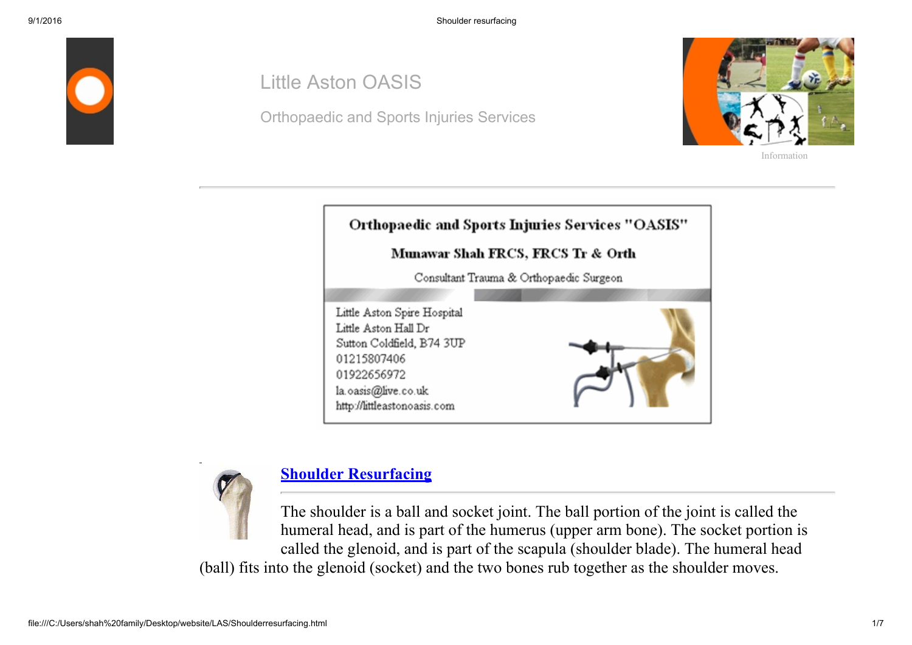# Little Aston OASIS

Orthopaedic and Sports Injuries Services

Information

---

**Orthopaedic and Sports Injuries Services "OASIS"**

**Munawar Shah FRCS, FRCS Tr & Orth**

Consultant Trauma & Orthopaedic Surgeon

Little Aston Spire Hospital
Little Aston Hall Dr
Sutton Coldfield, B74 3UP
01215807406
01922656972
la.oasis@live.co.uk
http://littleastonoasis.com

## Shoulder Resurfacing

---

The shoulder is a ball and socket joint. The ball portion of the joint is called the humeral head, and is part of the humerus (upper arm bone). The socket portion is called the glenoid, and is part of the scapula (shoulder blade). The humeral head (ball) fits into the glenoid (socket) and the two bones rub together as the shoulder moves.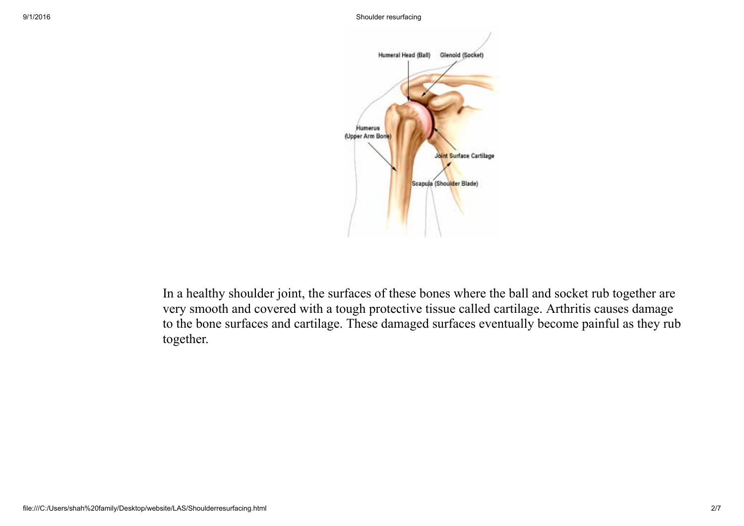In a healthy shoulder joint, the surfaces of these bones where the ball and socket rub together are very smooth and covered with a tough protective tissue called cartilage. Arthritis causes damage to the bone surfaces and cartilage. These damaged surfaces eventually become painful as they rub together.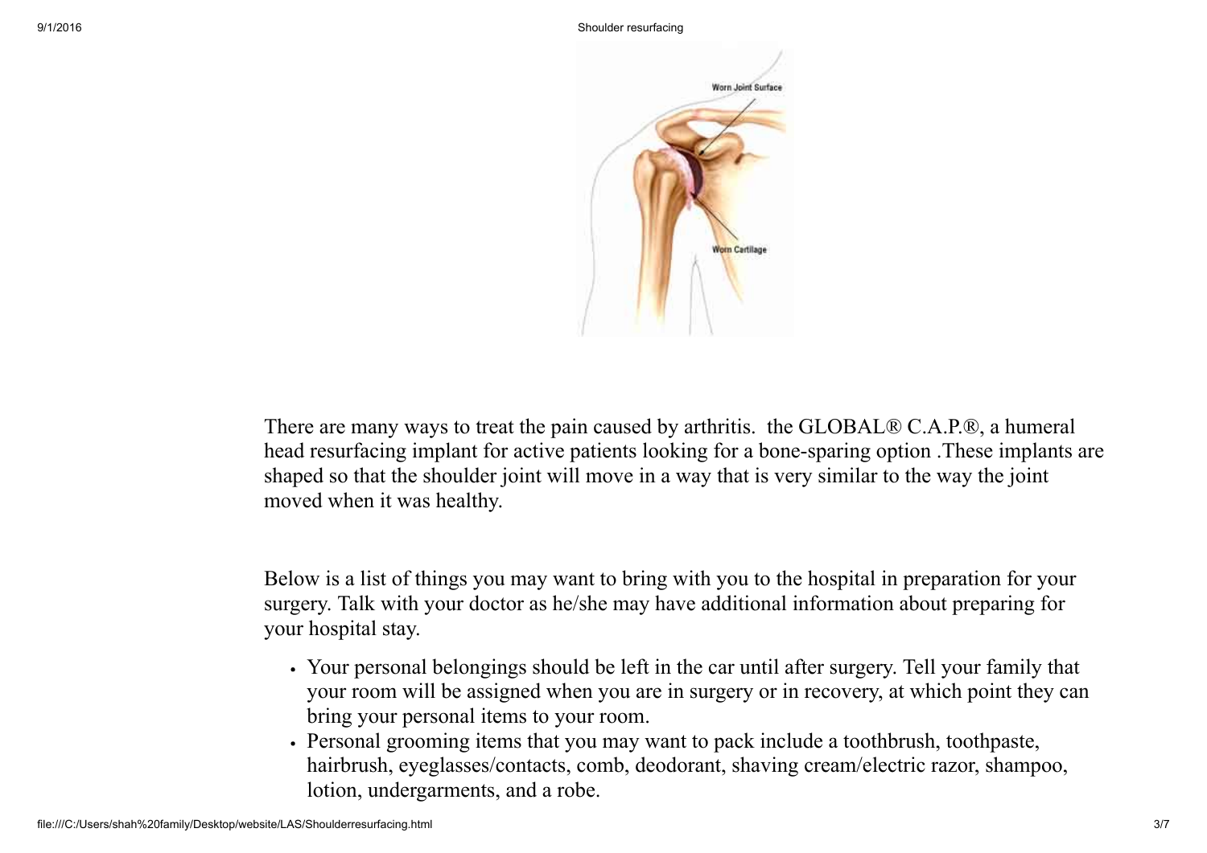There are many ways to treat the pain caused by arthritis.  the GLOBAL® C.A.P.®, a humeral head resurfacing implant for active patients looking for a bone-sparing option .These implants are shaped so that the shoulder joint will move in a way that is very similar to the way the joint moved when it was healthy.

Below is a list of things you may want to bring with you to the hospital in preparation for your surgery. Talk with your doctor as he/she may have additional information about preparing for your hospital stay.

- Your personal belongings should be left in the car until after surgery. Tell your family that your room will be assigned when you are in surgery or in recovery, at which point they can bring your personal items to your room.
- Personal grooming items that you may want to pack include a toothbrush, toothpaste, hairbrush, eyeglasses/contacts, comb, deodorant, shaving cream/electric razor, shampoo, lotion, undergarments, and a robe.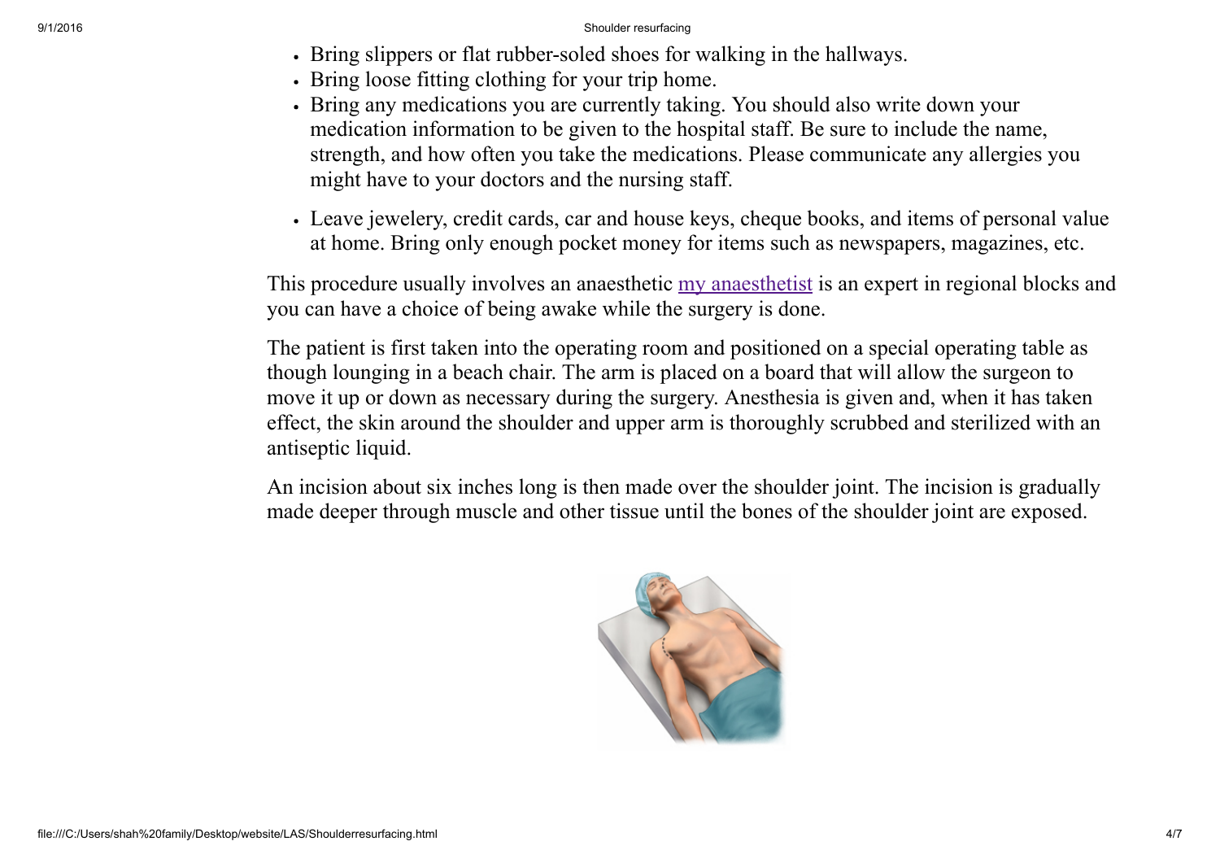- Bring slippers or flat rubber-soled shoes for walking in the hallways.
- Bring loose fitting clothing for your trip home.
- Bring any medications you are currently taking. You should also write down your medication information to be given to the hospital staff. Be sure to include the name, strength, and how often you take the medications. Please communicate any allergies you might have to your doctors and the nursing staff.
- Leave jewelery, credit cards, car and house keys, cheque books, and items of personal value at home. Bring only enough pocket money for items such as newspapers, magazines, etc.

This procedure usually involves an anaesthetic my anaesthetist is an expert in regional blocks and you can have a choice of being awake while the surgery is done.

The patient is first taken into the operating room and positioned on a special operating table as though lounging in a beach chair. The arm is placed on a board that will allow the surgeon to move it up or down as necessary during the surgery. Anesthesia is given and, when it has taken effect, the skin around the shoulder and upper arm is thoroughly scrubbed and sterilized with an antiseptic liquid.

An incision about six inches long is then made over the shoulder joint. The incision is gradually made deeper through muscle and other tissue until the bones of the shoulder joint are exposed.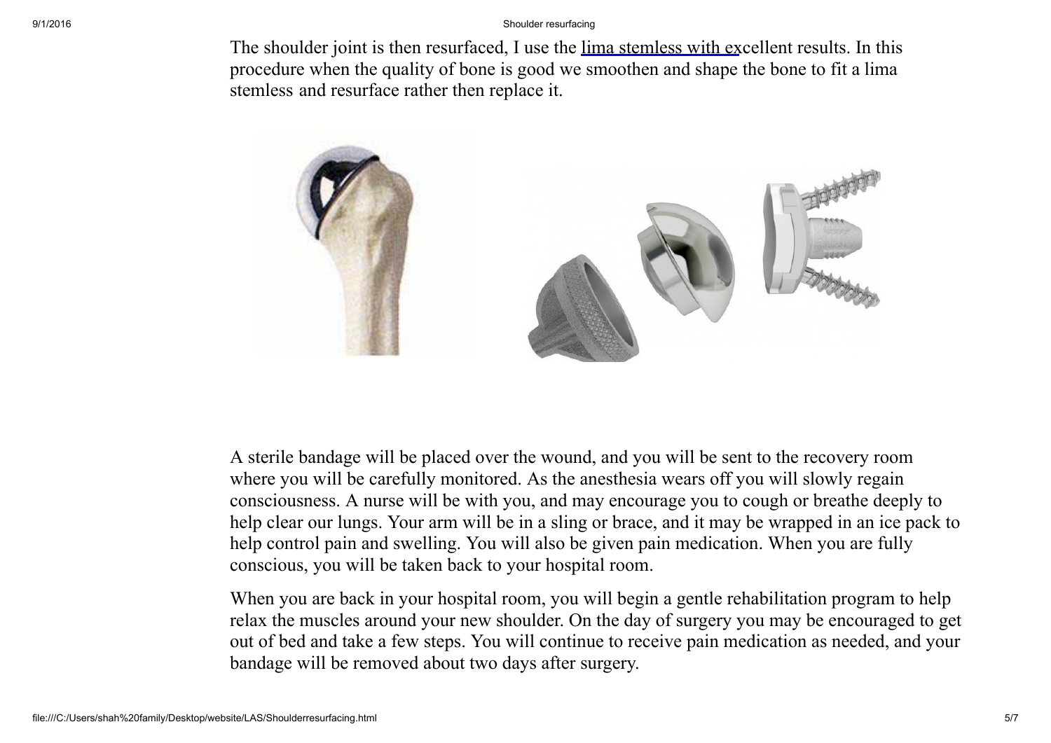The shoulder joint is then resurfaced, I use the lima stemless with excellent results. In this procedure when the quality of bone is good we smoothen and shape the bone to fit a lima stemless and resurface rather then replace it.

A sterile bandage will be placed over the wound, and you will be sent to the recovery room where you will be carefully monitored. As the anesthesia wears off you will slowly regain consciousness. A nurse will be with you, and may encourage you to cough or breathe deeply to help clear our lungs. Your arm will be in a sling or brace, and it may be wrapped in an ice pack to help control pain and swelling. You will also be given pain medication. When you are fully conscious, you will be taken back to your hospital room.

When you are back in your hospital room, you will begin a gentle rehabilitation program to help relax the muscles around your new shoulder. On the day of surgery you may be encouraged to get out of bed and take a few steps. You will continue to receive pain medication as needed, and your bandage will be removed about two days after surgery.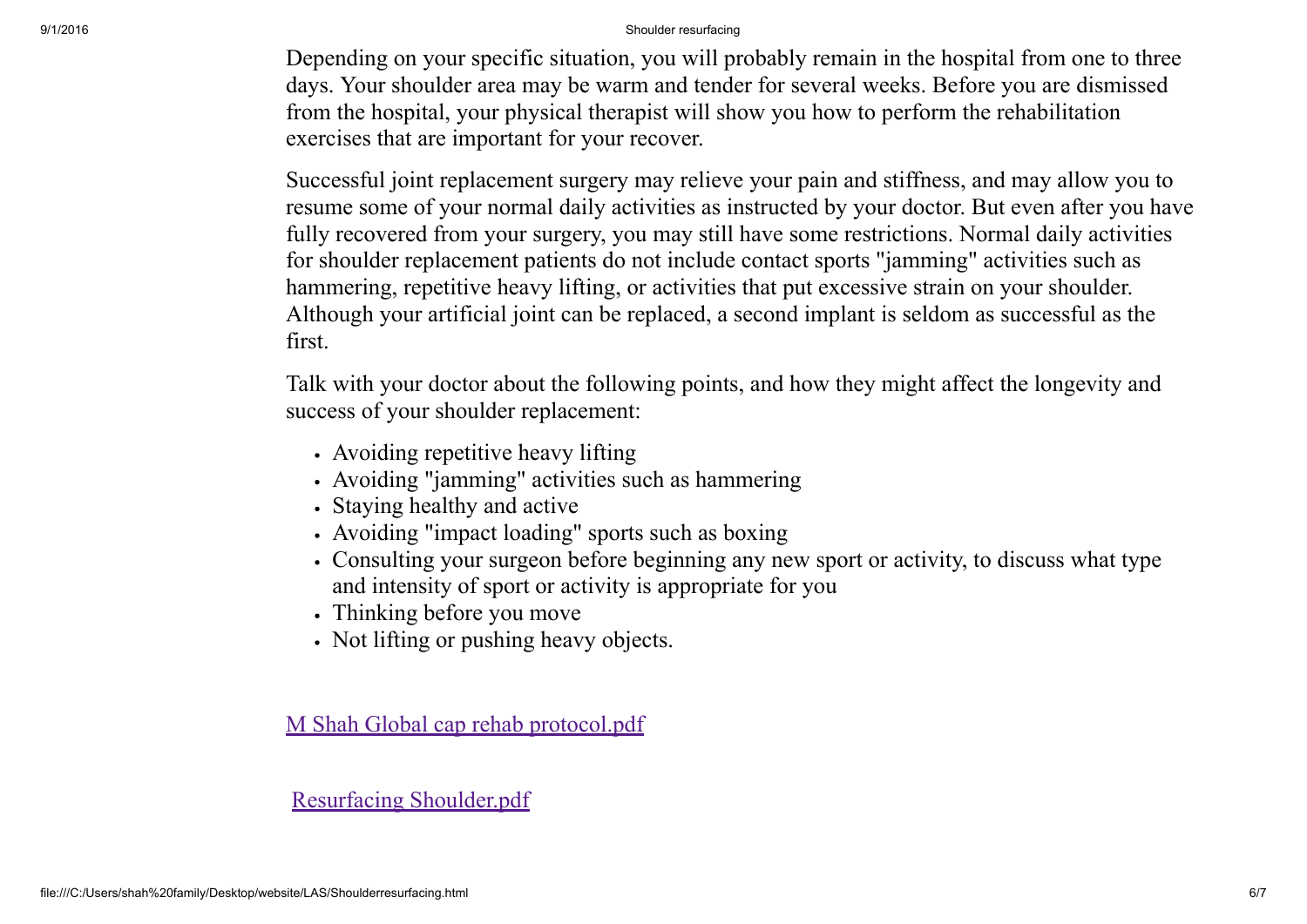Depending on your specific situation, you will probably remain in the hospital from one to three days. Your shoulder area may be warm and tender for several weeks. Before you are dismissed from the hospital, your physical therapist will show you how to perform the rehabilitation exercises that are important for your recover.

Successful joint replacement surgery may relieve your pain and stiffness, and may allow you to resume some of your normal daily activities as instructed by your doctor. But even after you have fully recovered from your surgery, you may still have some restrictions. Normal daily activities for shoulder replacement patients do not include contact sports "jamming" activities such as hammering, repetitive heavy lifting, or activities that put excessive strain on your shoulder. Although your artificial joint can be replaced, a second implant is seldom as successful as the first.

Talk with your doctor about the following points, and how they might affect the longevity and success of your shoulder replacement:

- Avoiding repetitive heavy lifting
- Avoiding "jamming" activities such as hammering
- Staying healthy and active
- Avoiding "impact loading" sports such as boxing
- Consulting your surgeon before beginning any new sport or activity, to discuss what type and intensity of sport or activity is appropriate for you
- Thinking before you move
- Not lifting or pushing heavy objects.

M Shah Global cap rehab protocol.pdf

Resurfacing Shoulder.pdf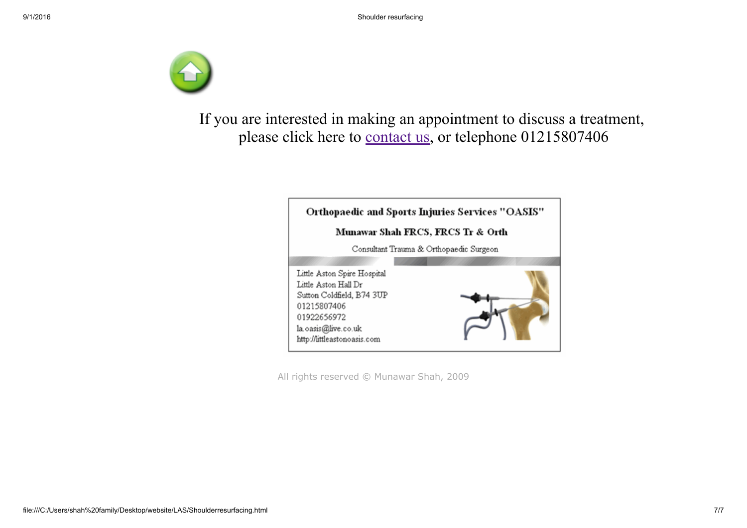If you are interested in making an appointment to discuss a treatment, please click here to [contact us](), or telephone 01215807406

**Orthopaedic and Sports Injuries Services "OASIS"**

**Munawar Shah FRCS, FRCS Tr & Orth**

Consultant Trauma & Orthopaedic Surgeon

Little Aston Spire Hospital
Little Aston Hall Dr
Sutton Coldfield, B74 3UP
01215807406
01922656972
la.oasis@live.co.uk
http://littleastonoasis.com

All rights reserved © Munawar Shah, 2009